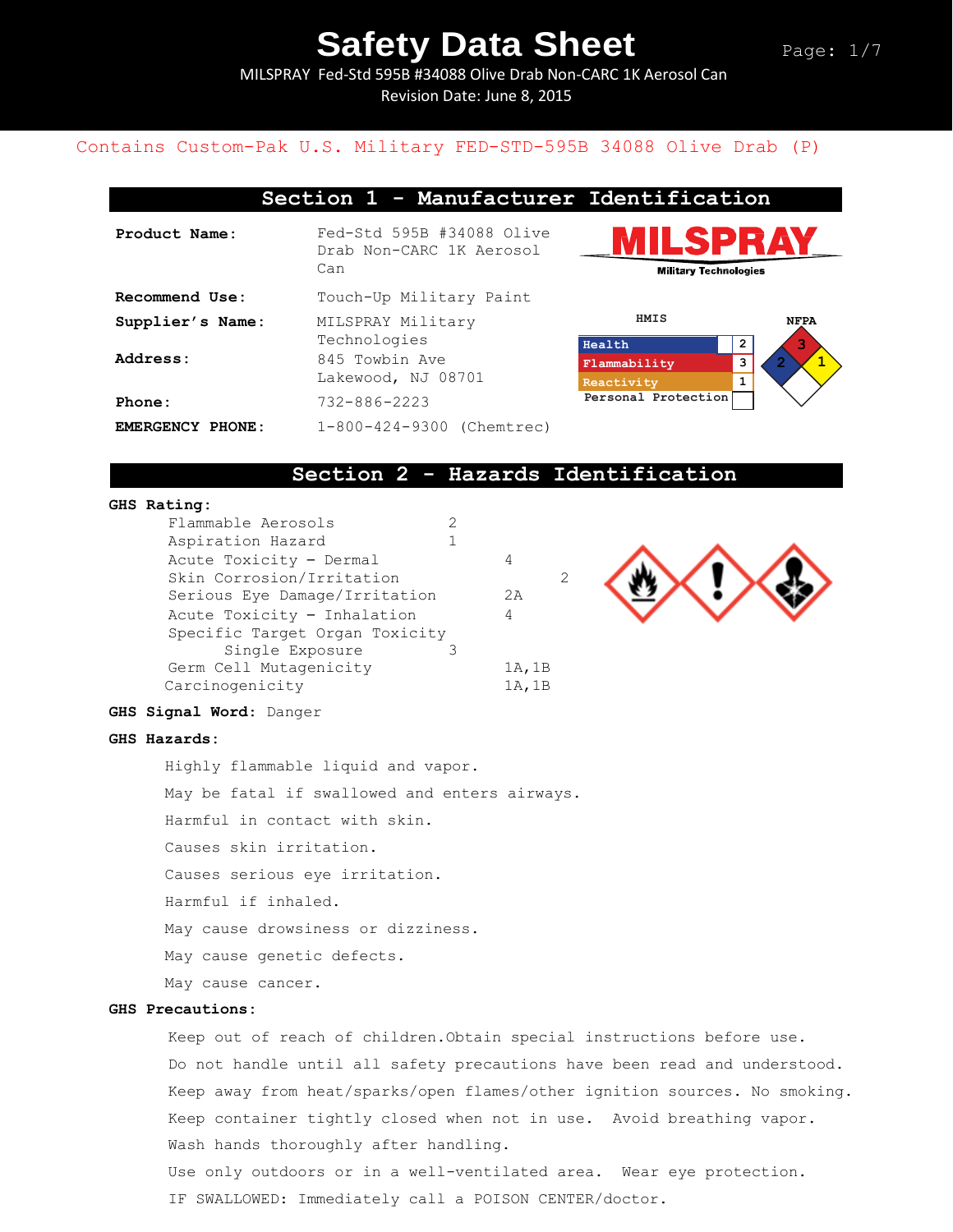# Safety Data Sheet

MILSPRAY Fed-Std 595B #34088 Olive Drab Non-CARC 1K Aerosol Can

Revision Date: June 8, 2015

Contains Custom-Pak U.S. Military FED-STD-595B 34088 Olive Drab (P)

## Section 1 - Manufacturer Identification

**Product Name:** Fed-Std 595B #34088 Olive Drab Non-CARC 1K Aerosol Can

**Recommend Use:** Touch-Up Military Paint

**Supplier's Name:** MILSPRAY Military Technologies

**Address:** 845 Towbin Ave Lakewood, NJ 08701

**Phone:** 732-886-2223

**EMERGENCY PHONE:** 1-800-424-9300 (Chemtrec)

MILSPRAY Military Technologies

| HMIS | |
|---|---|
| Health | 2 |
| Flammability | 3 |
| Reactivity | 1 |
| Personal Protection | |

NFPA: Health 2, Flammability 3, Reactivity 1

## Section 2 - Hazards Identification

**GHS Rating:**

| | |
|---|---|
| Flammable Aerosols | 2 |
| Aspiration Hazard | 1 |
| Acute Toxicity – Dermal | 4 |
| Skin Corrosion/Irritation | 2 |
| Serious Eye Damage/Irritation | 2A |
| Acute Toxicity – Inhalation | 4 |
| Specific Target Organ Toxicity Single Exposure | 3 |
| Germ Cell Mutagenicity | 1A,1B |
| Carcinogenicity | 1A,1B |

**GHS Signal Word:** Danger

**GHS Hazards:**

Highly flammable liquid and vapor.

May be fatal if swallowed and enters airways.

Harmful in contact with skin.

Causes skin irritation.

Causes serious eye irritation.

Harmful if inhaled.

May cause drowsiness or dizziness.

May cause genetic defects.

May cause cancer.

**GHS Precautions:**

Keep out of reach of children.Obtain special instructions before use.

Do not handle until all safety precautions have been read and understood.

Keep away from heat/sparks/open flames/other ignition sources. No smoking.

Keep container tightly closed when not in use. Avoid breathing vapor.

Wash hands thoroughly after handling.

Use only outdoors or in a well-ventilated area. Wear eye protection.

IF SWALLOWED: Immediately call a POISON CENTER/doctor.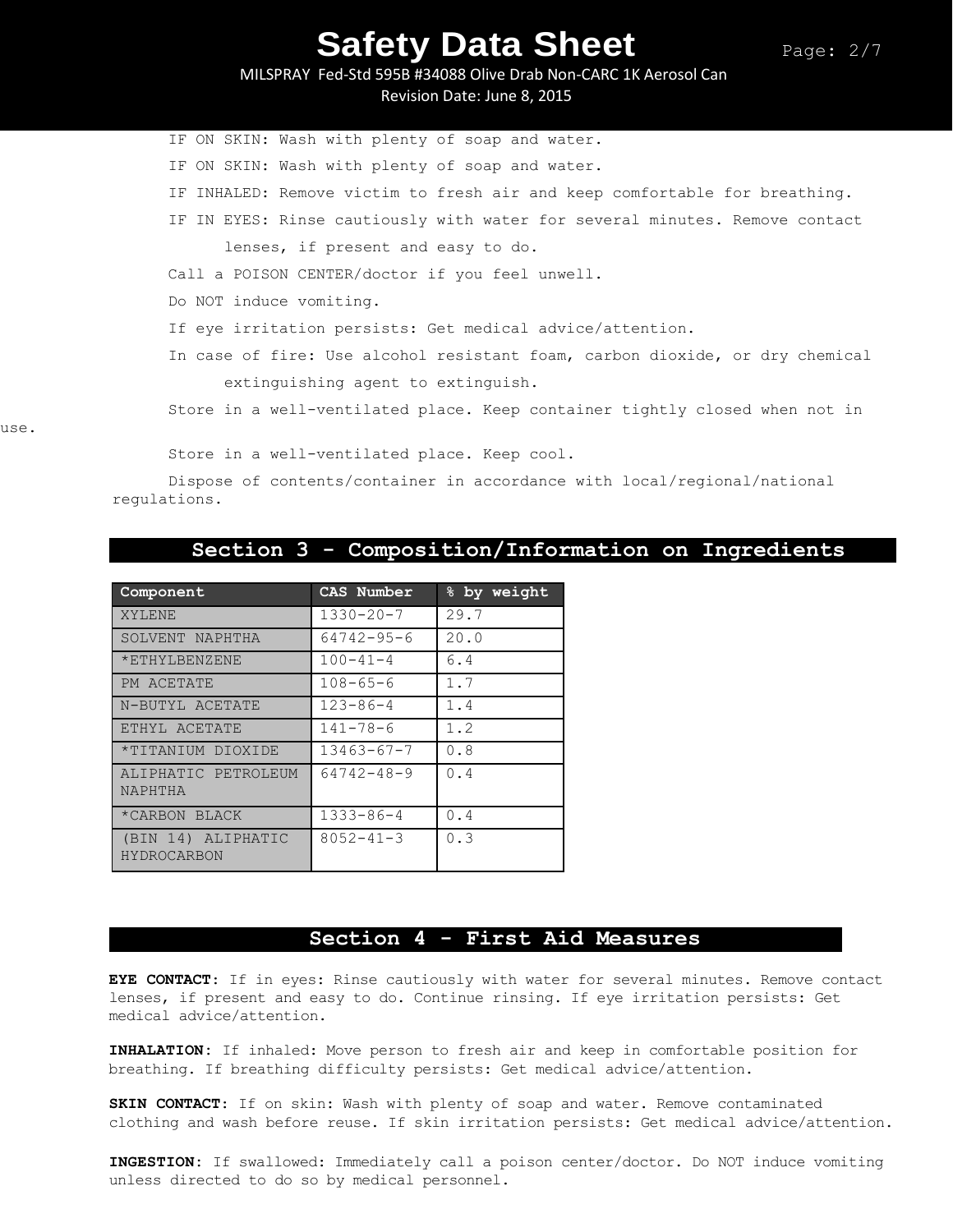IF ON SKIN: Wash with plenty of soap and water.

IF ON SKIN: Wash with plenty of soap and water.

IF INHALED: Remove victim to fresh air and keep comfortable for breathing.

IF IN EYES: Rinse cautiously with water for several minutes. Remove contact lenses, if present and easy to do.

Call a POISON CENTER/doctor if you feel unwell.

Do NOT induce vomiting.

If eye irritation persists: Get medical advice/attention.

In case of fire: Use alcohol resistant foam, carbon dioxide, or dry chemical extinguishing agent to extinguish.

Store in a well-ventilated place. Keep container tightly closed when not in use.

Store in a well-ventilated place. Keep cool.

Dispose of contents/container in accordance with local/regional/national regulations.

## Section 3 - Composition/Information on Ingredients

| Component | CAS Number | % by weight |
|---|---|---|
| XYLENE | 1330-20-7 | 29.7 |
| SOLVENT NAPHTHA | 64742-95-6 | 20.0 |
| *ETHYLBENZENE | 100-41-4 | 6.4 |
| PM ACETATE | 108-65-6 | 1.7 |
| N-BUTYL ACETATE | 123-86-4 | 1.4 |
| ETHYL ACETATE | 141-78-6 | 1.2 |
| *TITANIUM DIOXIDE | 13463-67-7 | 0.8 |
| ALIPHATIC PETROLEUM NAPHTHA | 64742-48-9 | 0.4 |
| *CARBON BLACK | 1333-86-4 | 0.4 |
| (BIN 14) ALIPHATIC HYDROCARBON | 8052-41-3 | 0.3 |

## Section 4 - First Aid Measures

**EYE CONTACT:** If in eyes: Rinse cautiously with water for several minutes. Remove contact lenses, if present and easy to do. Continue rinsing. If eye irritation persists: Get medical advice/attention.

**INHALATION:** If inhaled: Move person to fresh air and keep in comfortable position for breathing. If breathing difficulty persists: Get medical advice/attention.

**SKIN CONTACT:** If on skin: Wash with plenty of soap and water. Remove contaminated clothing and wash before reuse. If skin irritation persists: Get medical advice/attention.

**INGESTION:** If swallowed: Immediately call a poison center/doctor. Do NOT induce vomiting unless directed to do so by medical personnel.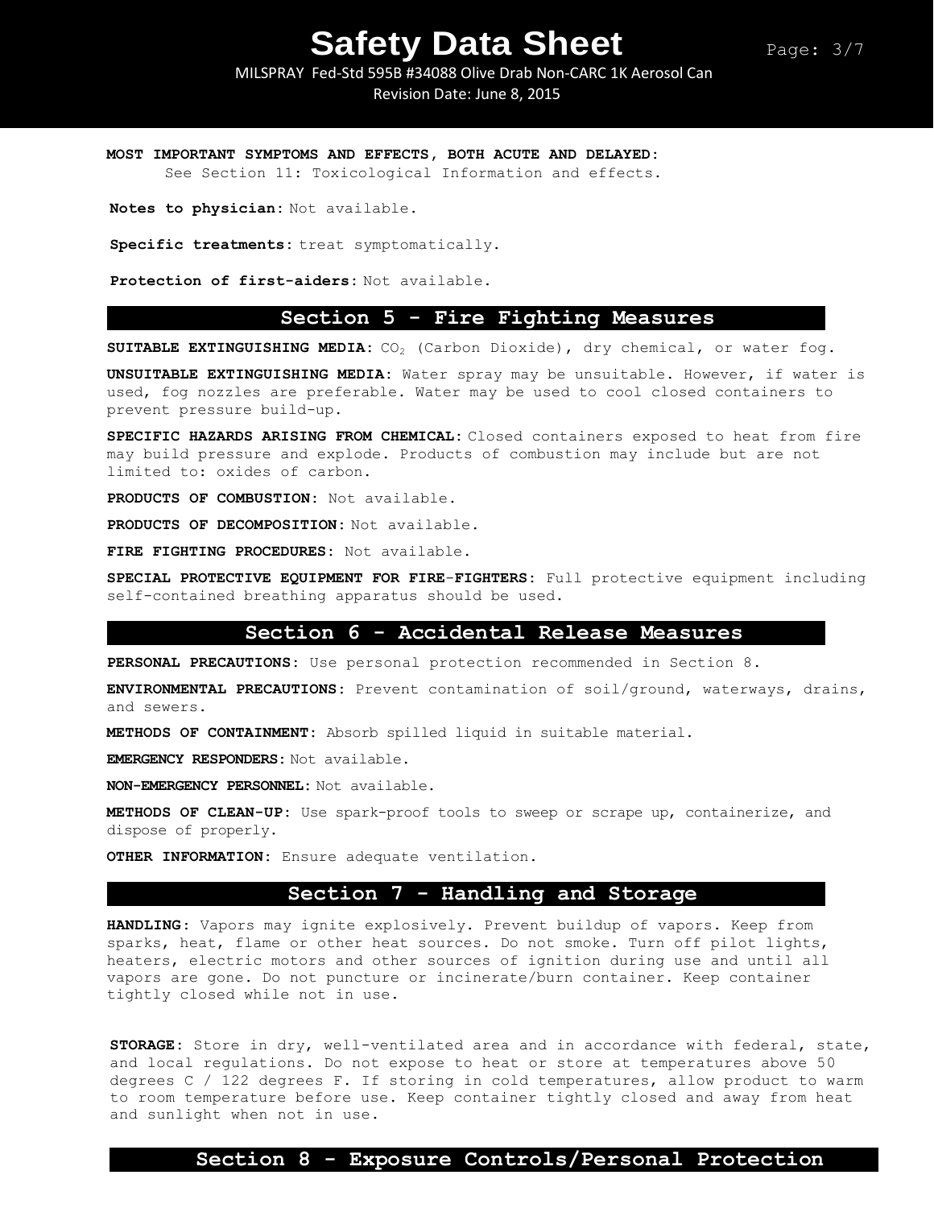**MOST IMPORTANT SYMPTOMS AND EFFECTS, BOTH ACUTE AND DELAYED:**
See Section 11: Toxicological Information and effects.

**Notes to physician:** Not available.

**Specific treatments:** treat symptomatically.

**Protection of first-aiders:** Not available.

## Section 5 - Fire Fighting Measures

**SUITABLE EXTINGUISHING MEDIA:** $CO_2$ (Carbon Dioxide), dry chemical, or water fog.

**UNSUITABLE EXTINGUISHING MEDIA:** Water spray may be unsuitable. However, if water is used, fog nozzles are preferable. Water may be used to cool closed containers to prevent pressure build-up.

**SPECIFIC HAZARDS ARISING FROM CHEMICAL:** Closed containers exposed to heat from fire may build pressure and explode. Products of combustion may include but are not limited to: oxides of carbon.

**PRODUCTS OF COMBUSTION:** Not available.

**PRODUCTS OF DECOMPOSITION:** Not available.

**FIRE FIGHTING PROCEDURES:** Not available.

**SPECIAL PROTECTIVE EQUIPMENT FOR FIRE-FIGHTERS:** Full protective equipment including self-contained breathing apparatus should be used.

## Section 6 - Accidental Release Measures

**PERSONAL PRECAUTIONS:** Use personal protection recommended in Section 8.

**ENVIRONMENTAL PRECAUTIONS:** Prevent contamination of soil/ground, waterways, drains, and sewers.

**METHODS OF CONTAINMENT:** Absorb spilled liquid in suitable material.

**EMERGENCY RESPONDERS:** Not available.

**NON-EMERGENCY PERSONNEL:** Not available.

**METHODS OF CLEAN-UP:** Use spark-proof tools to sweep or scrape up, containerize, and dispose of properly.

**OTHER INFORMATION:** Ensure adequate ventilation.

## Section 7 - Handling and Storage

**HANDLING:** Vapors may ignite explosively. Prevent buildup of vapors. Keep from sparks, heat, flame or other heat sources. Do not smoke. Turn off pilot lights, heaters, electric motors and other sources of ignition during use and until all vapors are gone. Do not puncture or incinerate/burn container. Keep container tightly closed while not in use.

**STORAGE:** Store in dry, well-ventilated area and in accordance with federal, state, and local regulations. Do not expose to heat or store at temperatures above 50 degrees C / 122 degrees F. If storing in cold temperatures, allow product to warm to room temperature before use. Keep container tightly closed and away from heat and sunlight when not in use.

## Section 8 - Exposure Controls/Personal Protection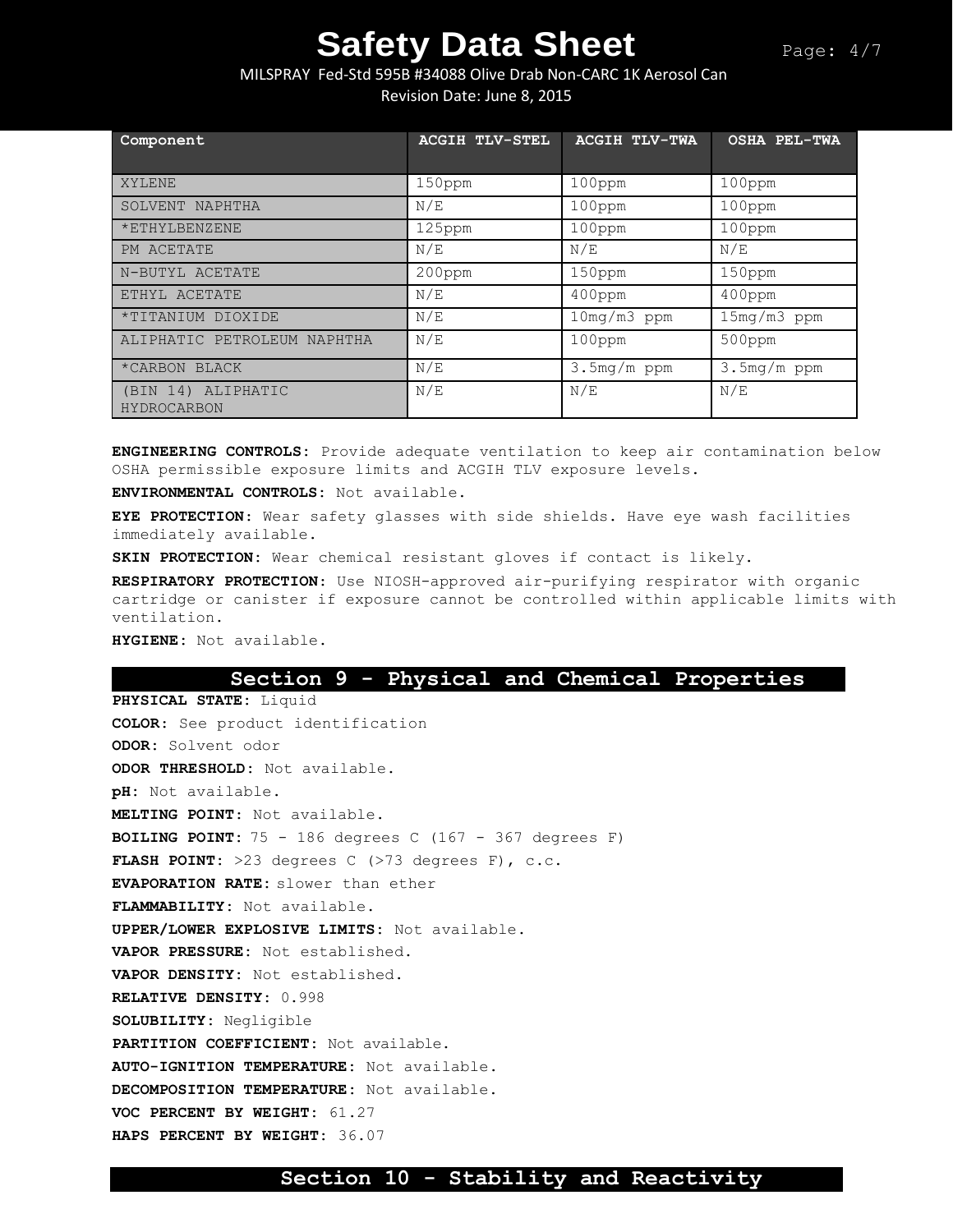| Component | ACGIH TLV-STEL | ACGIH TLV-TWA | OSHA PEL-TWA |
|---|---|---|---|
| XYLENE | 150ppm | 100ppm | 100ppm |
| SOLVENT NAPHTHA | N/E | 100ppm | 100ppm |
| *ETHYLBENZENE | 125ppm | 100ppm | 100ppm |
| PM ACETATE | N/E | N/E | N/E |
| N-BUTYL ACETATE | 200ppm | 150ppm | 150ppm |
| ETHYL ACETATE | N/E | 400ppm | 400ppm |
| *TITANIUM DIOXIDE | N/E | 10mg/m3 ppm | 15mg/m3 ppm |
| ALIPHATIC PETROLEUM NAPHTHA | N/E | 100ppm | 500ppm |
| *CARBON BLACK | N/E | 3.5mg/m ppm | 3.5mg/m ppm |
| (BIN 14) ALIPHATIC HYDROCARBON | N/E | N/E | N/E |

**ENGINEERING CONTROLS:** Provide adequate ventilation to keep air contamination below OSHA permissible exposure limits and ACGIH TLV exposure levels.

**ENVIRONMENTAL CONTROLS:** Not available.

**EYE PROTECTION:** Wear safety glasses with side shields. Have eye wash facilities immediately available.

**SKIN PROTECTION:** Wear chemical resistant gloves if contact is likely.

**RESPIRATORY PROTECTION:** Use NIOSH-approved air-purifying respirator with organic cartridge or canister if exposure cannot be controlled within applicable limits with ventilation.

**HYGIENE:** Not available.

## Section 9 - Physical and Chemical Properties

**PHYSICAL STATE:** Liquid

**COLOR:** See product identification

**ODOR:** Solvent odor

**ODOR THRESHOLD:** Not available.

**pH:** Not available.

**MELTING POINT:** Not available.

**BOILING POINT:** 75 - 186 degrees C (167 - 367 degrees F)

**FLASH POINT:** >23 degrees C (>73 degrees F), c.c.

**EVAPORATION RATE:** slower than ether

**FLAMMABILITY:** Not available.

**UPPER/LOWER EXPLOSIVE LIMITS:** Not available.

**VAPOR PRESSURE:** Not established.

**VAPOR DENSITY:** Not established.

**RELATIVE DENSITY:** 0.998

**SOLUBILITY:** Negligible

**PARTITION COEFFICIENT:** Not available.

**AUTO-IGNITION TEMPERATURE:** Not available.

**DECOMPOSITION TEMPERATURE:** Not available.

**VOC PERCENT BY WEIGHT:** 61.27

**HAPS PERCENT BY WEIGHT:** 36.07

## Section 10 - Stability and Reactivity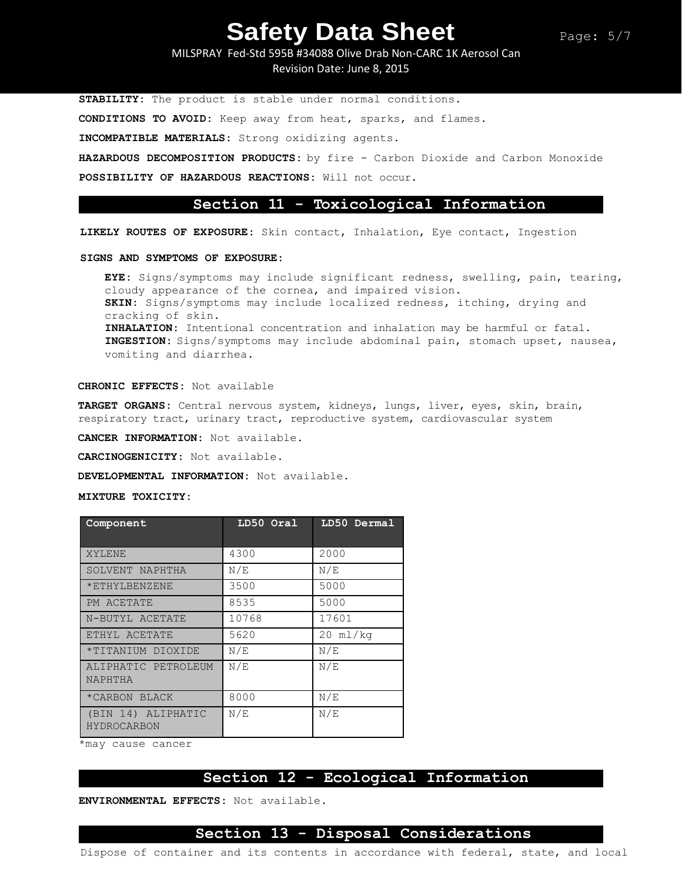**STABILITY:** The product is stable under normal conditions.

**CONDITIONS TO AVOID:** Keep away from heat, sparks, and flames.

**INCOMPATIBLE MATERIALS:** Strong oxidizing agents.

**HAZARDOUS DECOMPOSITION PRODUCTS:** by fire - Carbon Dioxide and Carbon Monoxide

**POSSIBILITY OF HAZARDOUS REACTIONS:** Will not occur.

## Section 11 - Toxicological Information

**LIKELY ROUTES OF EXPOSURE:** Skin contact, Inhalation, Eye contact, Ingestion

**SIGNS AND SYMPTOMS OF EXPOSURE:**

**EYE:** Signs/symptoms may include significant redness, swelling, pain, tearing, cloudy appearance of the cornea, and impaired vision.
**SKIN:** Signs/symptoms may include localized redness, itching, drying and cracking of skin.
**INHALATION:** Intentional concentration and inhalation may be harmful or fatal.
**INGESTION:** Signs/symptoms may include abdominal pain, stomach upset, nausea, vomiting and diarrhea.

**CHRONIC EFFECTS:** Not available

**TARGET ORGANS:** Central nervous system, kidneys, lungs, liver, eyes, skin, brain, respiratory tract, urinary tract, reproductive system, cardiovascular system

**CANCER INFORMATION:** Not available.

**CARCINOGENICITY:** Not available.

**DEVELOPMENTAL INFORMATION:** Not available.

**MIXTURE TOXICITY:**

| Component | LD50 Oral | LD50 Dermal |
|---|---|---|
| XYLENE | 4300 | 2000 |
| SOLVENT NAPHTHA | N/E | N/E |
| *ETHYLBENZENE | 3500 | 5000 |
| PM ACETATE | 8535 | 5000 |
| N-BUTYL ACETATE | 10768 | 17601 |
| ETHYL ACETATE | 5620 | 20 ml/kg |
| *TITANIUM DIOXIDE | N/E | N/E |
| ALIPHATIC PETROLEUM NAPHTHA | N/E | N/E |
| *CARBON BLACK | 8000 | N/E |
| (BIN 14) ALIPHATIC HYDROCARBON | N/E | N/E |

*may cause cancer

## Section 12 - Ecological Information

**ENVIRONMENTAL EFFECTS:** Not available.

## Section 13 - Disposal Considerations

Dispose of container and its contents in accordance with federal, state, and local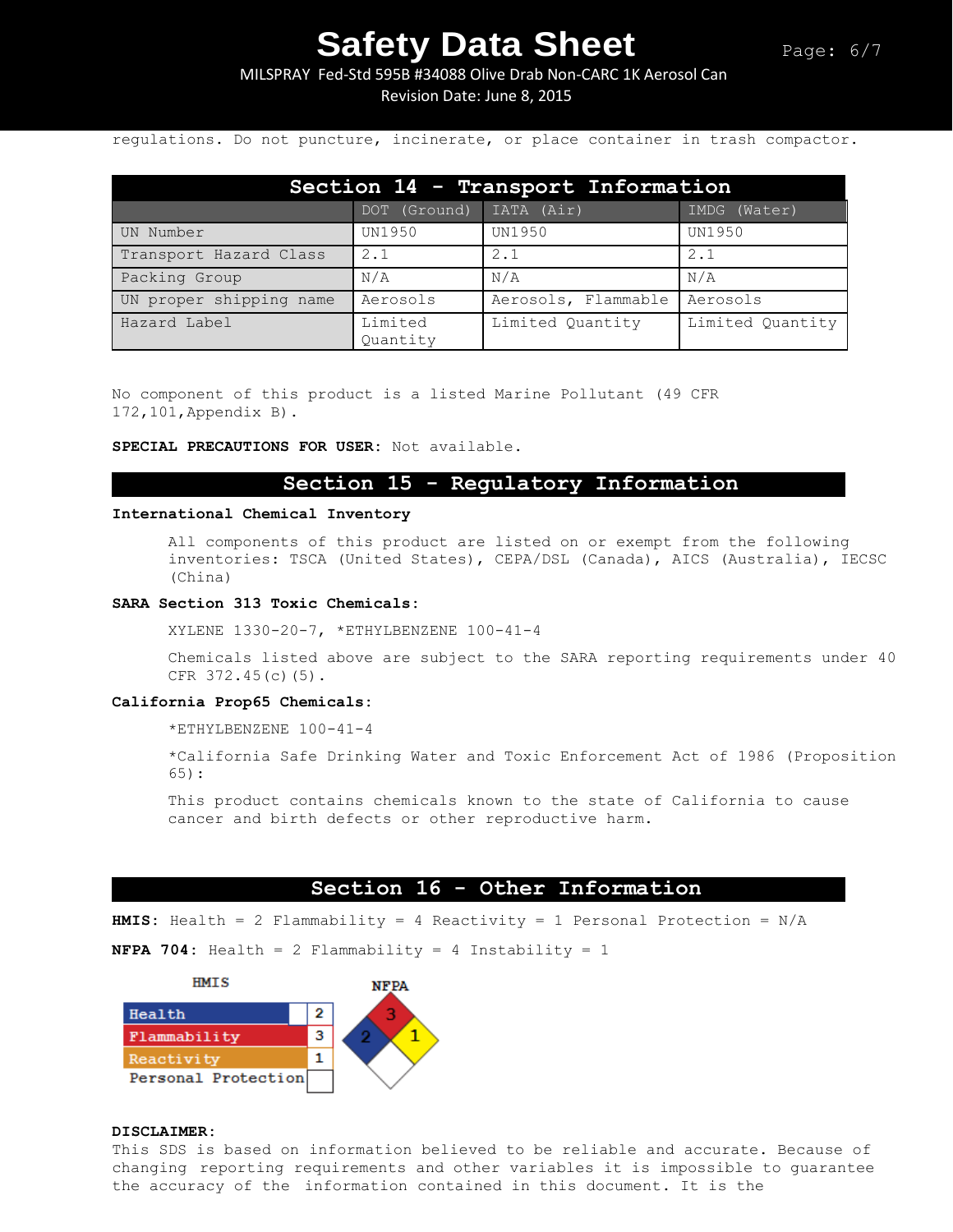regulations. Do not puncture, incinerate, or place container in trash compactor.

## Section 14 - Transport Information

| | DOT (Ground) | IATA (Air) | IMDG (Water) |
|---|---|---|---|
| UN Number | UN1950 | UN1950 | UN1950 |
| Transport Hazard Class | 2.1 | 2.1 | 2.1 |
| Packing Group | N/A | N/A | N/A |
| UN proper shipping name | Aerosols | Aerosols, Flammable | Aerosols |
| Hazard Label | Limited Quantity | Limited Quantity | Limited Quantity |

No component of this product is a listed Marine Pollutant (49 CFR 172,101,Appendix B).

**SPECIAL PRECAUTIONS FOR USER:** Not available.

## Section 15 - Regulatory Information

**International Chemical Inventory**

All components of this product are listed on or exempt from the following inventories: TSCA (United States), CEPA/DSL (Canada), AICS (Australia), IECSC (China)

**SARA Section 313 Toxic Chemicals:**

XYLENE 1330-20-7, *ETHYLBENZENE 100-41-4

Chemicals listed above are subject to the SARA reporting requirements under 40 CFR 372.45(c)(5).

**California Prop65 Chemicals:**

*ETHYLBENZENE 100-41-4

*California Safe Drinking Water and Toxic Enforcement Act of 1986 (Proposition 65):

This product contains chemicals known to the state of California to cause cancer and birth defects or other reproductive harm.

## Section 16 - Other Information

**HMIS:** Health = 2 Flammability = 4 Reactivity = 1 Personal Protection = N/A

**NFPA 704:** Health = 2 Flammability = 4 Instability = 1

| HMIS | |
|---|---|
| Health | 2 |
| Flammability | 3 |
| Reactivity | 1 |
| Personal Protection | |

NFPA: Flammability 3, Health 2, Instability 1

**DISCLAIMER:**
This SDS is based on information believed to be reliable and accurate. Because of changing reporting requirements and other variables it is impossible to guarantee the accuracy of the information contained in this document. It is the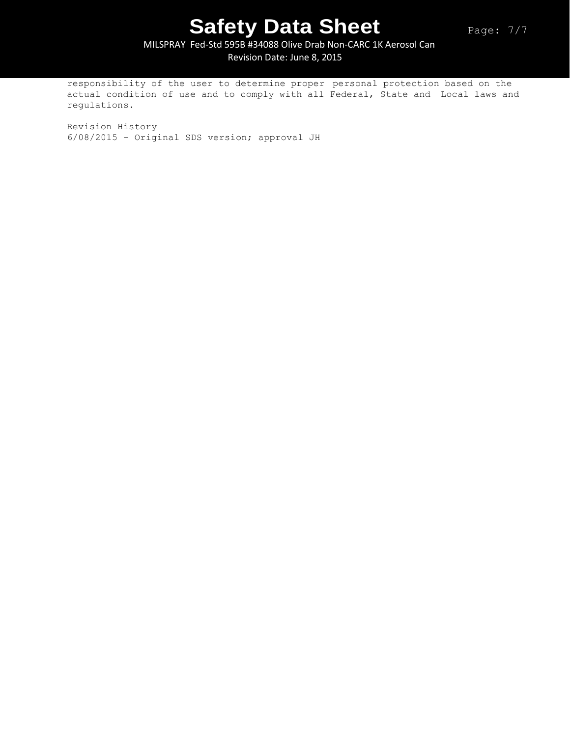responsibility of the user to determine proper personal protection based on the actual condition of use and to comply with all Federal, State and Local laws and regulations.

Revision History
6/08/2015 – Original SDS version; approval JH